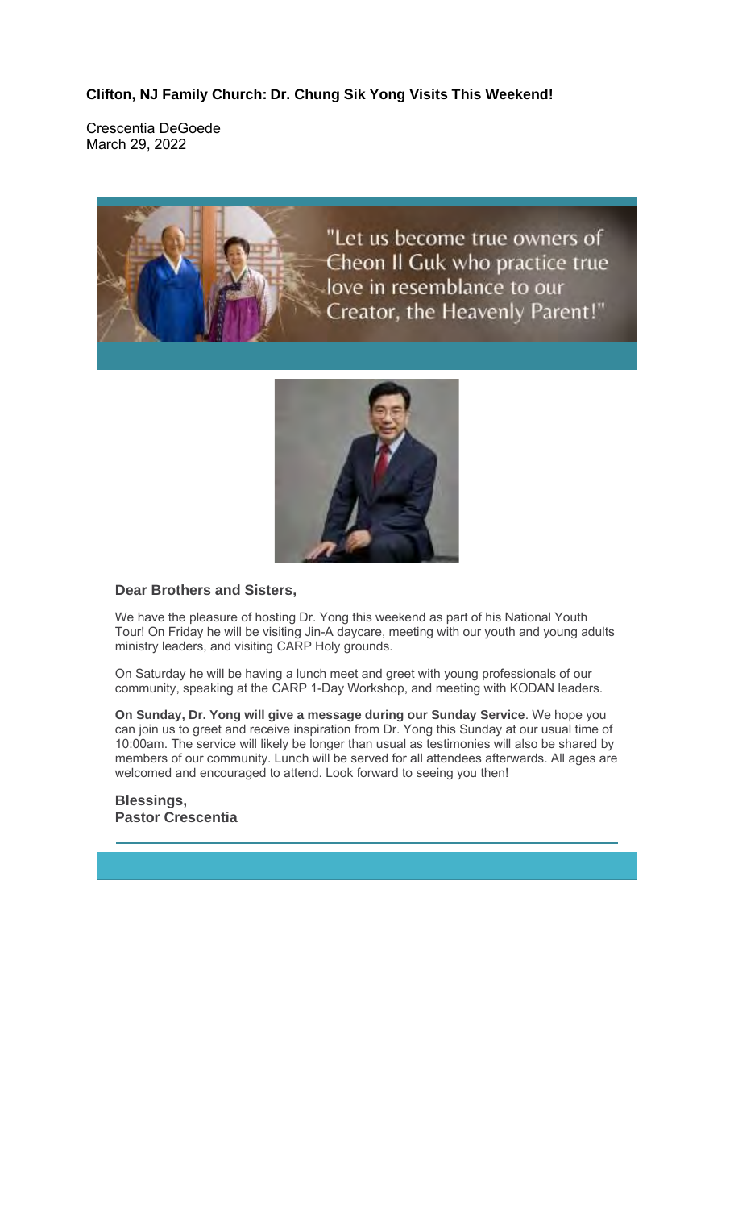**Clifton, NJ Family Church: Dr. Chung Sik Yong Visits This Weekend!**

Crescentia DeGoede
March 29, 2022

"Let us become true owners of Cheon Il Guk who practice true love in resemblance to our Creator, the Heavenly Parent!"

**Dear Brothers and Sisters,**

We have the pleasure of hosting Dr. Yong this weekend as part of his National Youth Tour! On Friday he will be visiting Jin-A daycare, meeting with our youth and young adults ministry leaders, and visiting CARP Holy grounds.

On Saturday he will be having a lunch meet and greet with young professionals of our community, speaking at the CARP 1-Day Workshop, and meeting with KODAN leaders.

**On Sunday, Dr. Yong will give a message during our Sunday Service**. We hope you can join us to greet and receive inspiration from Dr. Yong this Sunday at our usual time of 10:00am. The service will likely be longer than usual as testimonies will also be shared by members of our community. Lunch will be served for all attendees afterwards. All ages are welcomed and encouraged to attend. Look forward to seeing you then!

**Blessings,**
**Pastor Crescentia**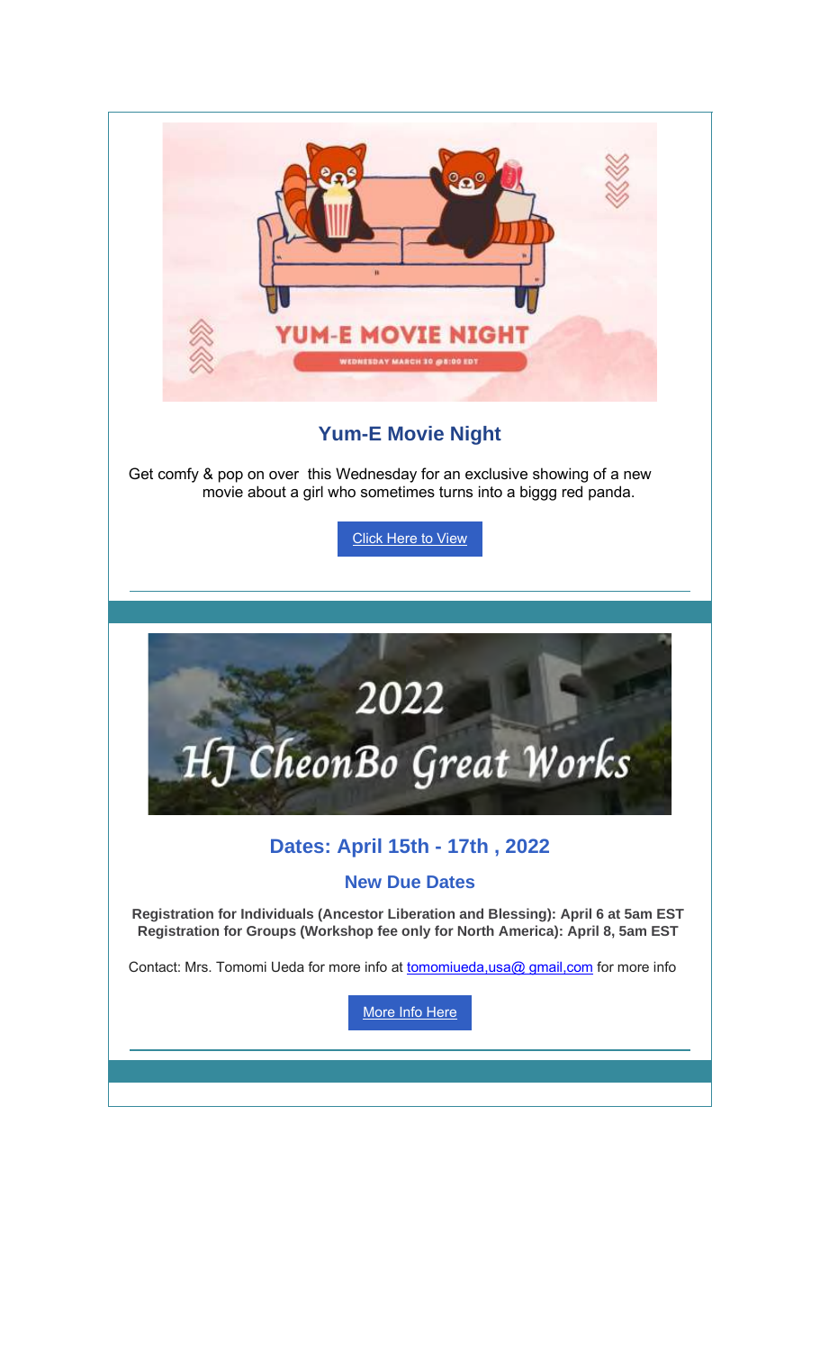## Yum-E Movie Night

Get comfy & pop on over this Wednesday for an exclusive showing of a new movie about a girl who sometimes turns into a biggg red panda.

[Click Here to View]

---

## Dates: April 15th - 17th , 2022

### New Due Dates

**Registration for Individuals (Ancestor Liberation and Blessing): April 6 at 5am EST**
**Registration for Groups (Workshop fee only for North America): April 8, 5am EST**

Contact: Mrs. Tomomi Ueda for more info at tomomiueda,usa@ gmail,com for more info

[More Info Here]

---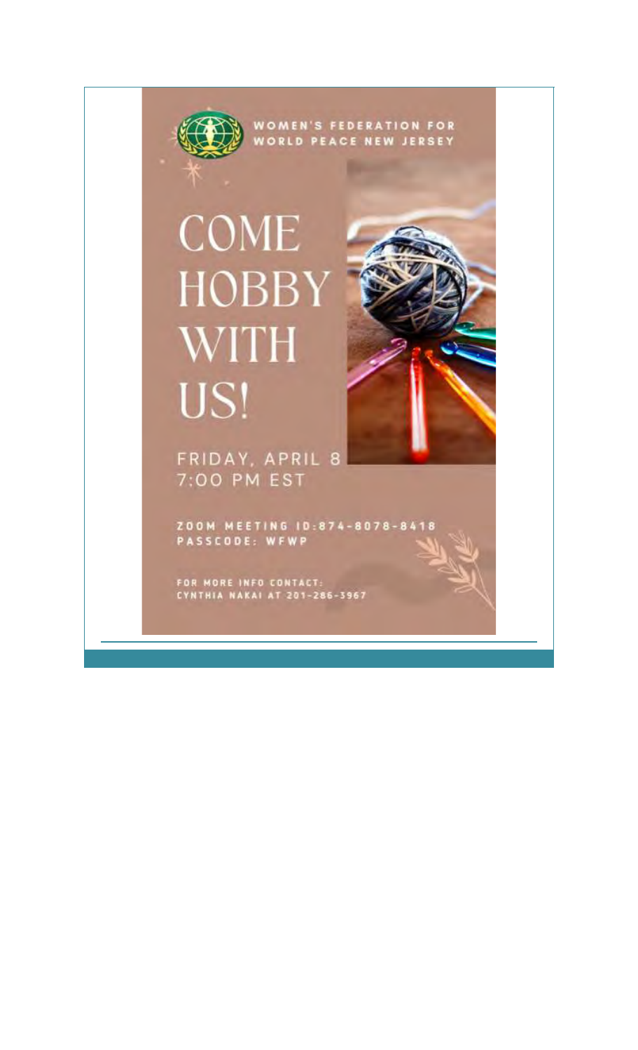WOMEN'S FEDERATION FOR WORLD PEACE NEW JERSEY

# COME HOBBY WITH US!

FRIDAY, APRIL 8
7:00 PM EST

ZOOM MEETING ID:874-8078-8418
PASSCODE: WFWP

FOR MORE INFO CONTACT:
CYNTHIA NAKAI AT 201-286-3967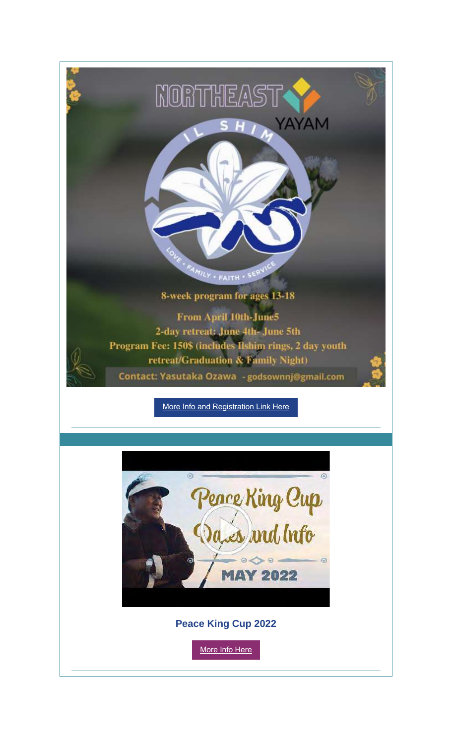NORTHEAST YAYAM

IL SHIM

LOVE • FAMILY • FAITH • SERVICE

8-week program for ages 13-18

From April 10th-June5

2-day retreat: June 4th- June 5th

Program Fee: 150$ (includes Ilshim rings, 2 day youth retreat/Graduation & Family Night)

Contact: Yasutaka Ozawa - godsownnj@gmail.com

More Info and Registration Link Here

---

Peace King Cup Dates and Info

MAY 2022

**Peace King Cup 2022**

More Info Here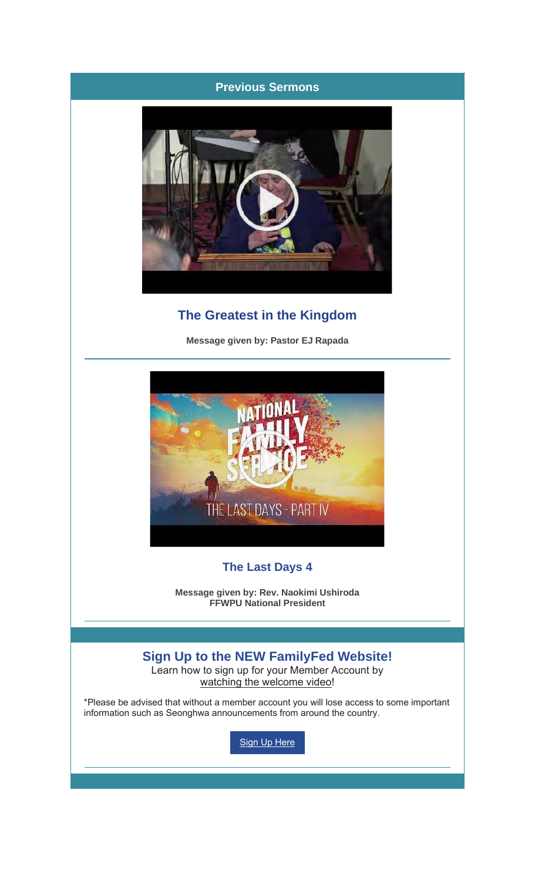## Previous Sermons

### The Greatest in the Kingdom

**Message given by: Pastor EJ Rapada**

---

### The Last Days 4

**Message given by: Rev. Naokimi Ushiroda**
**FFWPU National President**

---

## Sign Up to the NEW FamilyFed Website!

Learn how to sign up for your Member Account by watching the welcome video!

*Please be advised that without a member account you will lose access to some important information such as Seonghwa announcements from around the country.

Sign Up Here

---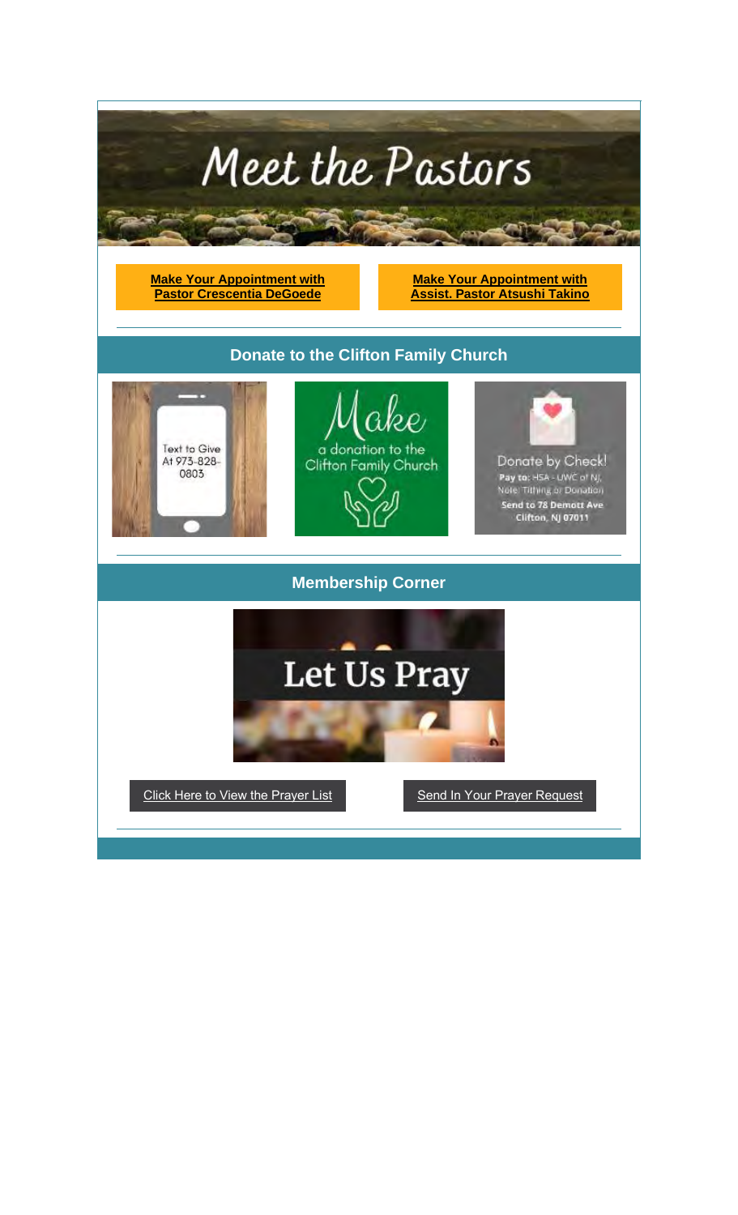# Meet the Pastors

**Make Your Appointment with Pastor Crescentia DeGoede**

**Make Your Appointment with Assist. Pastor Atsushi Takino**

## Donate to the Clifton Family Church

Text to Give At 973-828-0803

Make a donation to the Clifton Family Church

Donate by Check!
**Pay to:** HSA - UWC of NJ,
Note: Tithing or Donation
**Send to 78 Demott Ave Clifton, NJ 07011**

## Membership Corner

# Let Us Pray

Click Here to View the Prayer List

Send In Your Prayer Request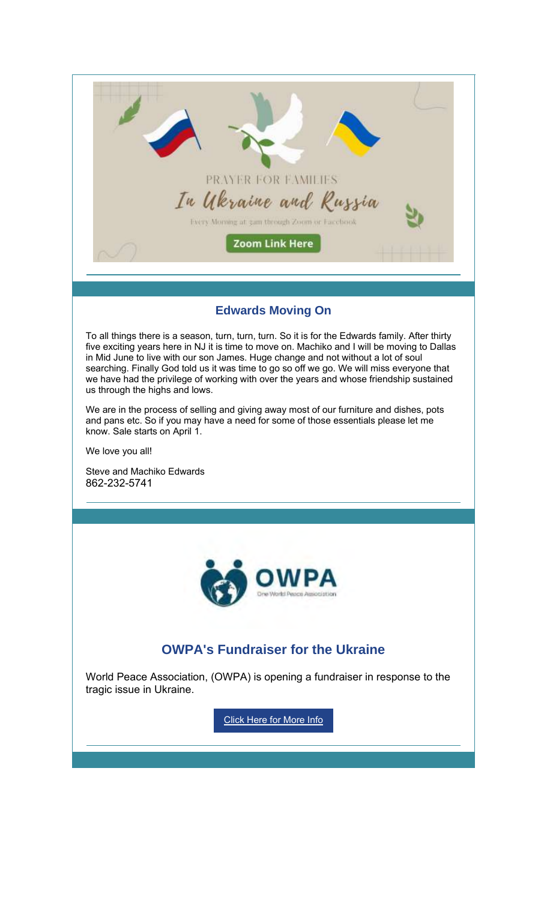PRAYER FOR FAMILIES

*In Ukraine and Russia*

Every Morning at 5am through Zoom or Facebook

**Zoom Link Here**

## Edwards Moving On

To all things there is a season, turn, turn, turn. So it is for the Edwards family. After thirty five exciting years here in NJ it is time to move on. Machiko and I will be moving to Dallas in Mid June to live with our son James. Huge change and not without a lot of soul searching. Finally God told us it was time to go so off we go. We will miss everyone that we have had the privilege of working with over the years and whose friendship sustained us through the highs and lows.

We are in the process of selling and giving away most of our furniture and dishes, pots and pans etc. So if you may have a need for some of those essentials please let me know. Sale starts on April 1.

We love you all!

Steve and Machiko Edwards
862-232-5741

OWPA
One World Peace Association

## OWPA's Fundraiser for the Ukraine

World Peace Association, (OWPA) is opening a fundraiser in response to the tragic issue in Ukraine.

Click Here for More Info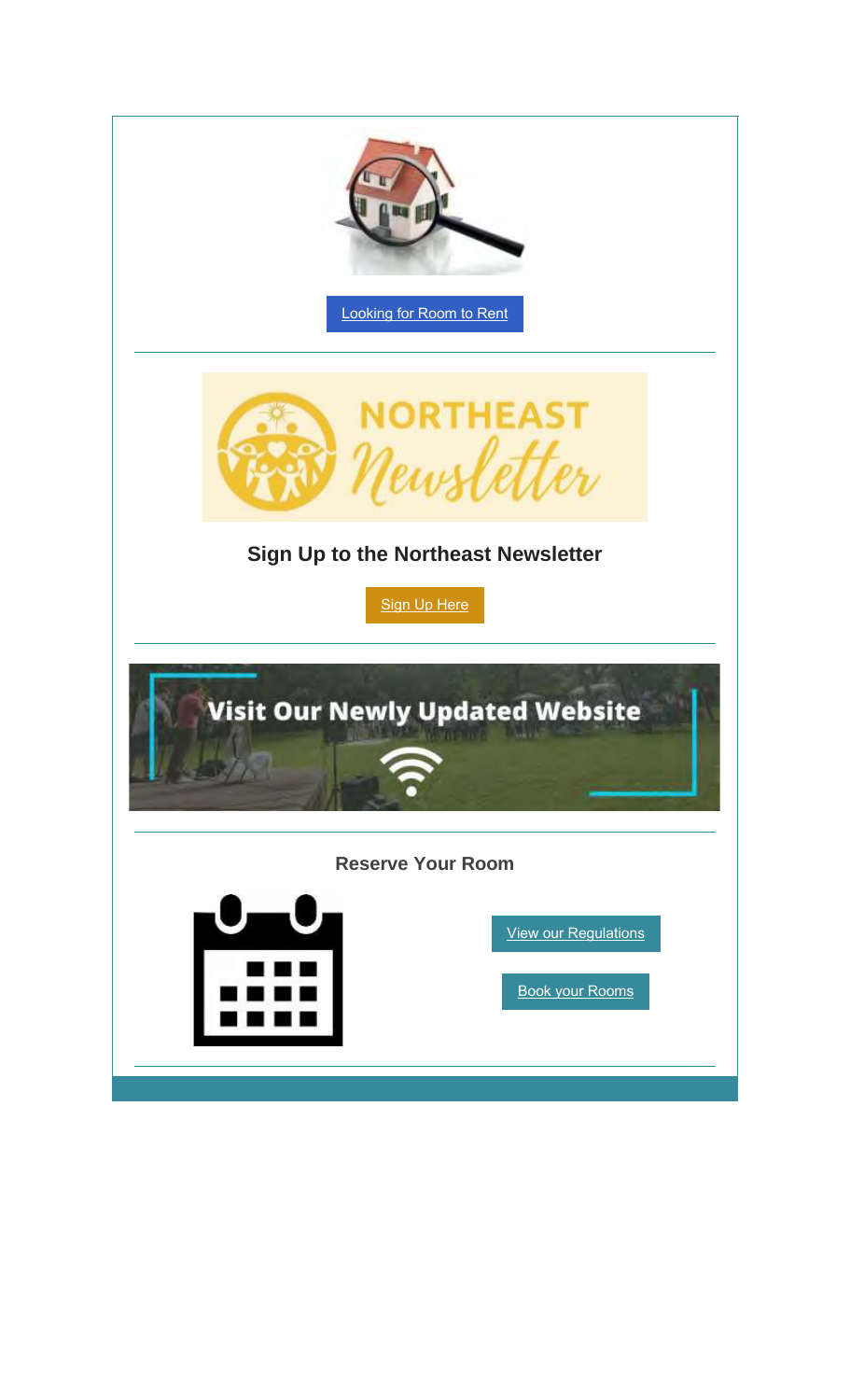Looking for Room to Rent

---

## Sign Up to the Northeast Newsletter

Sign Up Here

---

---

### Reserve Your Room

View our Regulations

Book your Rooms

---